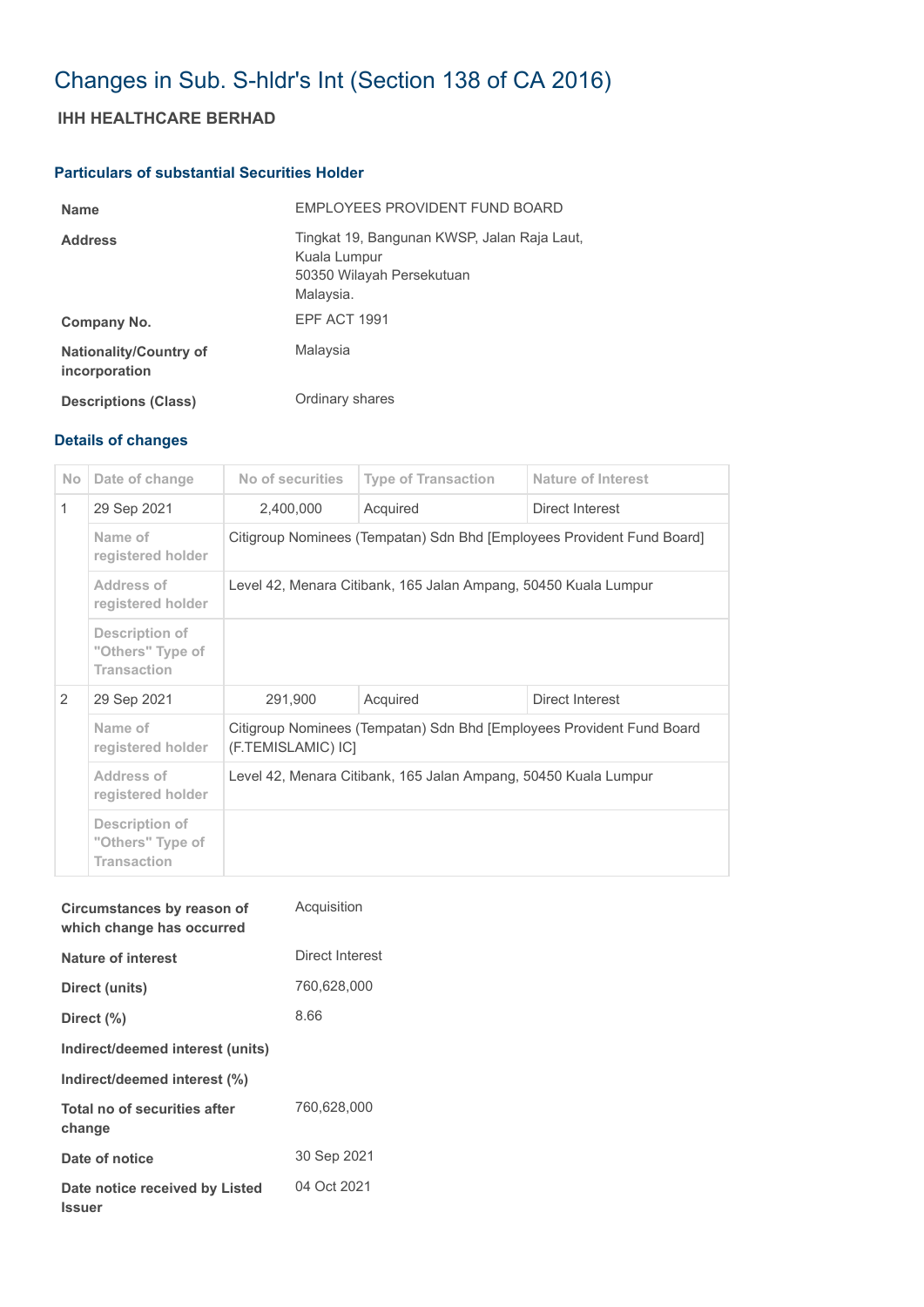# Changes in Sub. S-hldr's Int (Section 138 of CA 2016)

## IHH HEALTHCARE BERHAD

### Particulars of substantial Securities Holder

| | |
|---|---|
| **Name** | EMPLOYEES PROVIDENT FUND BOARD |
| **Address** | Tingkat 19, Bangunan KWSP, Jalan Raja Laut,<br>Kuala Lumpur<br>50350 Wilayah Persekutuan<br>Malaysia. |
| **Company No.** | EPF ACT 1991 |
| **Nationality/Country of incorporation** | Malaysia |
| **Descriptions (Class)** | Ordinary shares |

### Details of changes

| No | Date of change | No of securities | Type of Transaction | Nature of Interest |
|---|---|---|---|---|
| 1 | 29 Sep 2021 | 2,400,000 | Acquired | Direct Interest |
| | Name of registered holder | Citigroup Nominees (Tempatan) Sdn Bhd [Employees Provident Fund Board] | | |
| | Address of registered holder | Level 42, Menara Citibank, 165 Jalan Ampang, 50450 Kuala Lumpur | | |
| | Description of "Others" Type of Transaction | | | |
| 2 | 29 Sep 2021 | 291,900 | Acquired | Direct Interest |
| | Name of registered holder | Citigroup Nominees (Tempatan) Sdn Bhd [Employees Provident Fund Board (F.TEMISLAMIC) IC] | | |
| | Address of registered holder | Level 42, Menara Citibank, 165 Jalan Ampang, 50450 Kuala Lumpur | | |
| | Description of "Others" Type of Transaction | | | |

| | |
|---|---|
| **Circumstances by reason of which change has occurred** | Acquisition |
| **Nature of interest** | Direct Interest |
| **Direct (units)** | 760,628,000 |
| **Direct (%)** | 8.66 |
| **Indirect/deemed interest (units)** | |
| **Indirect/deemed interest (%)** | |
| **Total no of securities after change** | 760,628,000 |
| **Date of notice** | 30 Sep 2021 |
| **Date notice received by Listed Issuer** | 04 Oct 2021 |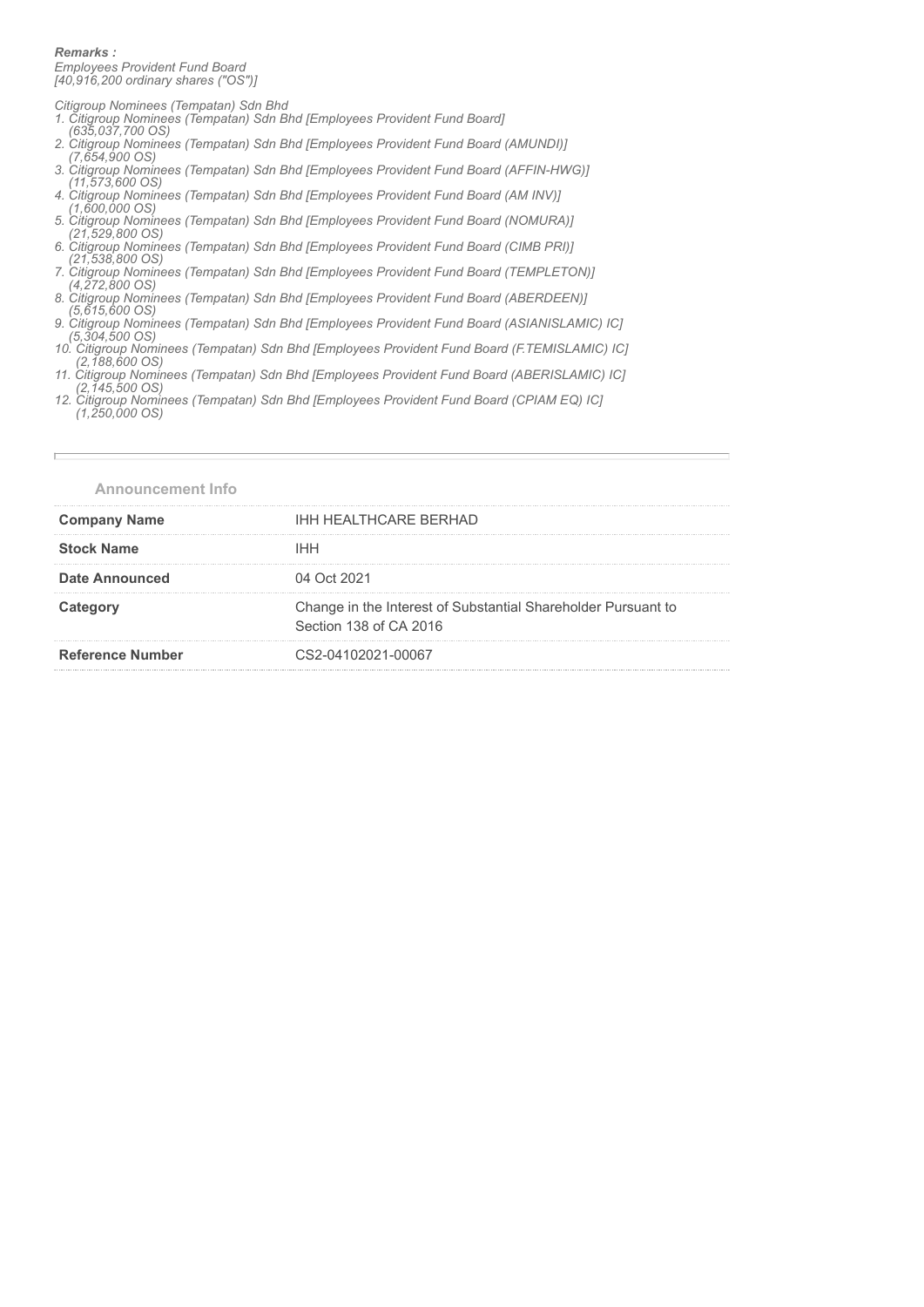***Remarks :***
*Employees Provident Fund Board*
*[40,916,200 ordinary shares ("OS")]*

*Citigroup Nominees (Tempatan) Sdn Bhd*
1. *Citigroup Nominees (Tempatan) Sdn Bhd [Employees Provident Fund Board] (635,037,700 OS)*
2. *Citigroup Nominees (Tempatan) Sdn Bhd [Employees Provident Fund Board (AMUNDI)] (7,654,900 OS)*
3. *Citigroup Nominees (Tempatan) Sdn Bhd [Employees Provident Fund Board (AFFIN-HWG)] (11,573,600 OS)*
4. *Citigroup Nominees (Tempatan) Sdn Bhd [Employees Provident Fund Board (AM INV)] (1,600,000 OS)*
5. *Citigroup Nominees (Tempatan) Sdn Bhd [Employees Provident Fund Board (NOMURA)] (21,529,800 OS)*
6. *Citigroup Nominees (Tempatan) Sdn Bhd [Employees Provident Fund Board (CIMB PRI)] (21,538,800 OS)*
7. *Citigroup Nominees (Tempatan) Sdn Bhd [Employees Provident Fund Board (TEMPLETON)] (4,272,800 OS)*
8. *Citigroup Nominees (Tempatan) Sdn Bhd [Employees Provident Fund Board (ABERDEEN)] (5,615,600 OS)*
9. *Citigroup Nominees (Tempatan) Sdn Bhd [Employees Provident Fund Board (ASIANISLAMIC) IC] (5,304,500 OS)*
10. *Citigroup Nominees (Tempatan) Sdn Bhd [Employees Provident Fund Board (F.TEMISLAMIC) IC] (2,188,600 OS)*
11. *Citigroup Nominees (Tempatan) Sdn Bhd [Employees Provident Fund Board (ABERISLAMIC) IC] (2,145,500 OS)*
12. *Citigroup Nominees (Tempatan) Sdn Bhd [Employees Provident Fund Board (CPIAM EQ) IC] (1,250,000 OS)*

### Announcement Info

| | |
|---|---|
| **Company Name** | IHH HEALTHCARE BERHAD |
| **Stock Name** | IHH |
| **Date Announced** | 04 Oct 2021 |
| **Category** | Change in the Interest of Substantial Shareholder Pursuant to Section 138 of CA 2016 |
| **Reference Number** | CS2-04102021-00067 |